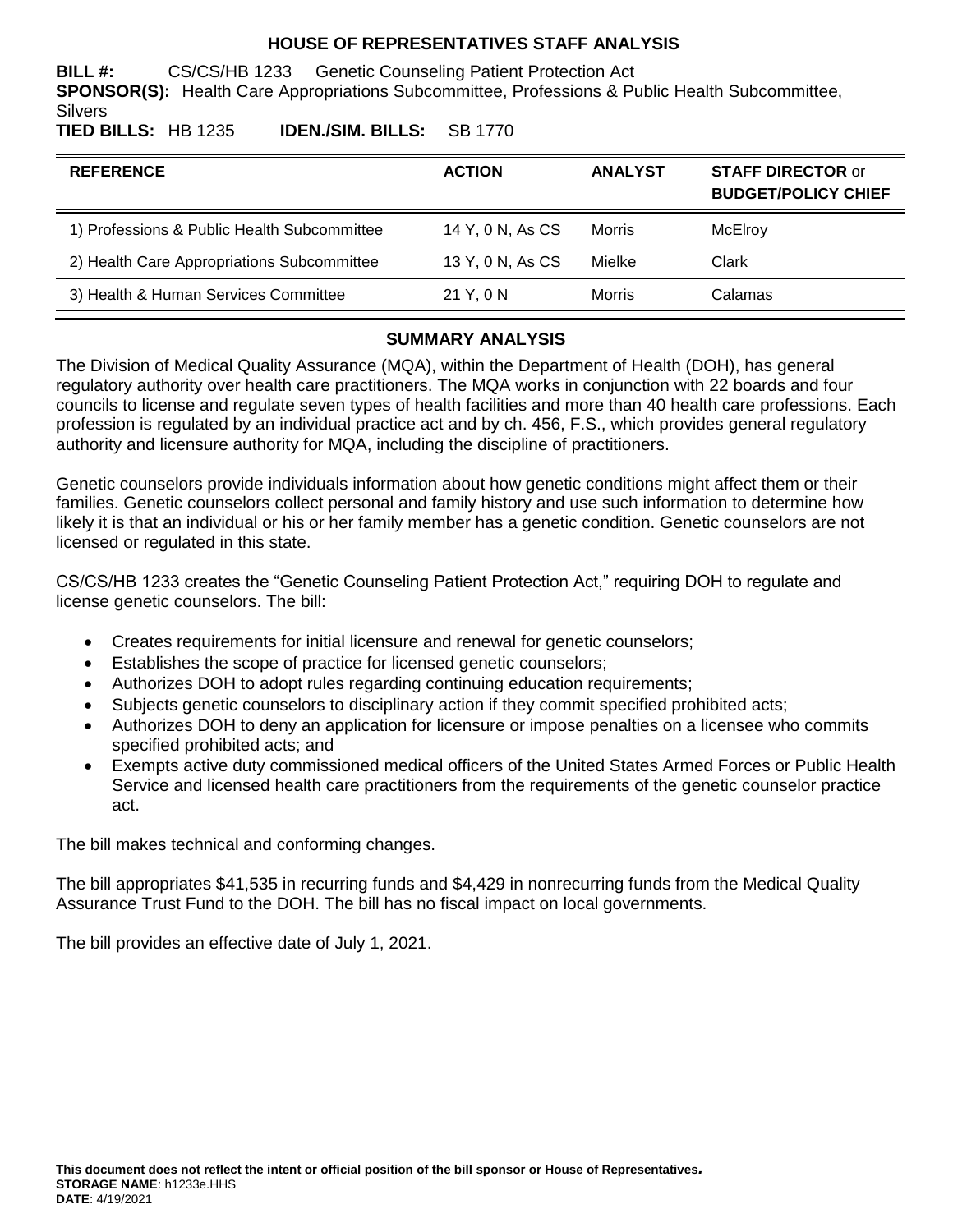# HOUSE OF REPRESENTATIVES STAFF ANALYSIS

**BILL #:** CS/CS/HB 1233 Genetic Counseling Patient Protection Act

**SPONSOR(S):** Health Care Appropriations Subcommittee, Professions & Public Health Subcommittee, Silvers

**TIED BILLS:** HB 1235 **IDEN./SIM. BILLS:** SB 1770

| REFERENCE | ACTION | ANALYST | STAFF DIRECTOR or BUDGET/POLICY CHIEF |
|---|---|---|---|
| 1) Professions & Public Health Subcommittee | 14 Y, 0 N, As CS | Morris | McElroy |
| 2) Health Care Appropriations Subcommittee | 13 Y, 0 N, As CS | Mielke | Clark |
| 3) Health & Human Services Committee | 21 Y, 0 N | Morris | Calamas |

## SUMMARY ANALYSIS

The Division of Medical Quality Assurance (MQA), within the Department of Health (DOH), has general regulatory authority over health care practitioners. The MQA works in conjunction with 22 boards and four councils to license and regulate seven types of health facilities and more than 40 health care professions. Each profession is regulated by an individual practice act and by ch. 456, F.S., which provides general regulatory authority and licensure authority for MQA, including the discipline of practitioners.

Genetic counselors provide individuals information about how genetic conditions might affect them or their families. Genetic counselors collect personal and family history and use such information to determine how likely it is that an individual or his or her family member has a genetic condition. Genetic counselors are not licensed or regulated in this state.

CS/CS/HB 1233 creates the "Genetic Counseling Patient Protection Act," requiring DOH to regulate and license genetic counselors. The bill:

- Creates requirements for initial licensure and renewal for genetic counselors;
- Establishes the scope of practice for licensed genetic counselors;
- Authorizes DOH to adopt rules regarding continuing education requirements;
- Subjects genetic counselors to disciplinary action if they commit specified prohibited acts;
- Authorizes DOH to deny an application for licensure or impose penalties on a licensee who commits specified prohibited acts; and
- Exempts active duty commissioned medical officers of the United States Armed Forces or Public Health Service and licensed health care practitioners from the requirements of the genetic counselor practice act.

The bill makes technical and conforming changes.

The bill appropriates $41,535 in recurring funds and $4,429 in nonrecurring funds from the Medical Quality Assurance Trust Fund to the DOH. The bill has no fiscal impact on local governments.

The bill provides an effective date of July 1, 2021.

**This document does not reflect the intent or official position of the bill sponsor or House of Representatives.**

**STORAGE NAME**: h1233e.HHS

**DATE**: 4/19/2021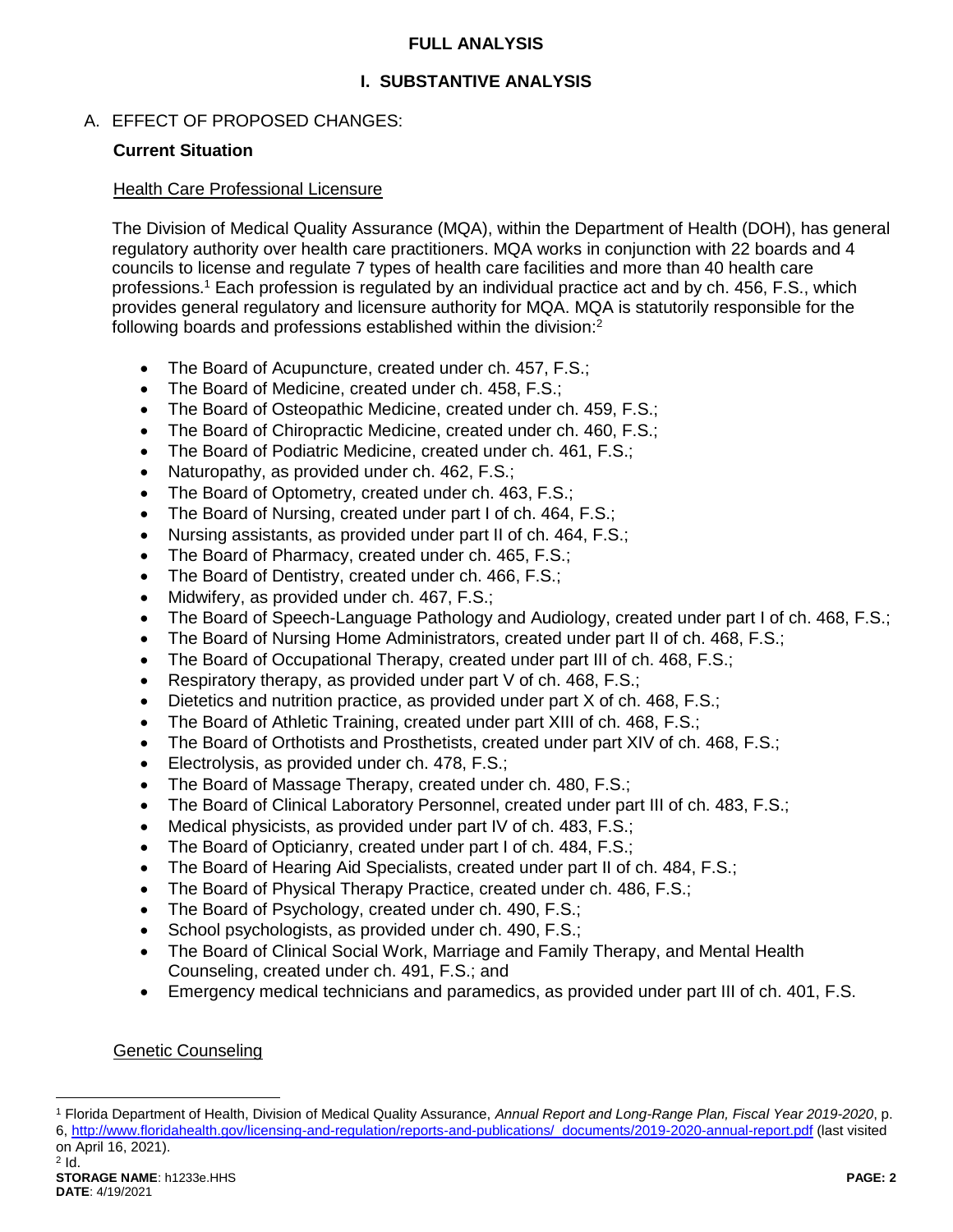## FULL ANALYSIS

## I. SUBSTANTIVE ANALYSIS

A. EFFECT OF PROPOSED CHANGES:

**Current Situation**

Health Care Professional Licensure

The Division of Medical Quality Assurance (MQA), within the Department of Health (DOH), has general regulatory authority over health care practitioners. MQA works in conjunction with 22 boards and 4 councils to license and regulate 7 types of health care facilities and more than 40 health care professions.[1] Each profession is regulated by an individual practice act and by ch. 456, F.S., which provides general regulatory and licensure authority for MQA. MQA is statutorily responsible for the following boards and professions established within the division:[2]

- The Board of Acupuncture, created under ch. 457, F.S.;
- The Board of Medicine, created under ch. 458, F.S.;
- The Board of Osteopathic Medicine, created under ch. 459, F.S.;
- The Board of Chiropractic Medicine, created under ch. 460, F.S.;
- The Board of Podiatric Medicine, created under ch. 461, F.S.;
- Naturopathy, as provided under ch. 462, F.S.;
- The Board of Optometry, created under ch. 463, F.S.;
- The Board of Nursing, created under part I of ch. 464, F.S.;
- Nursing assistants, as provided under part II of ch. 464, F.S.;
- The Board of Pharmacy, created under ch. 465, F.S.;
- The Board of Dentistry, created under ch. 466, F.S.;
- Midwifery, as provided under ch. 467, F.S.;
- The Board of Speech-Language Pathology and Audiology, created under part I of ch. 468, F.S.;
- The Board of Nursing Home Administrators, created under part II of ch. 468, F.S.;
- The Board of Occupational Therapy, created under part III of ch. 468, F.S.;
- Respiratory therapy, as provided under part V of ch. 468, F.S.;
- Dietetics and nutrition practice, as provided under part X of ch. 468, F.S.;
- The Board of Athletic Training, created under part XIII of ch. 468, F.S.;
- The Board of Orthotists and Prosthetists, created under part XIV of ch. 468, F.S.;
- Electrolysis, as provided under ch. 478, F.S.;
- The Board of Massage Therapy, created under ch. 480, F.S.;
- The Board of Clinical Laboratory Personnel, created under part III of ch. 483, F.S.;
- Medical physicists, as provided under part IV of ch. 483, F.S.;
- The Board of Opticianry, created under part I of ch. 484, F.S.;
- The Board of Hearing Aid Specialists, created under part II of ch. 484, F.S.;
- The Board of Physical Therapy Practice, created under ch. 486, F.S.;
- The Board of Psychology, created under ch. 490, F.S.;
- School psychologists, as provided under ch. 490, F.S.;
- The Board of Clinical Social Work, Marriage and Family Therapy, and Mental Health Counseling, created under ch. 491, F.S.; and
- Emergency medical technicians and paramedics, as provided under part III of ch. 401, F.S.

Genetic Counseling

---

[1] Florida Department of Health, Division of Medical Quality Assurance, *Annual Report and Long-Range Plan, Fiscal Year 2019-2020*, p. 6, http://www.floridahealth.gov/licensing-and-regulation/reports-and-publications/_documents/2019-2020-annual-report.pdf (last visited on April 16, 2021).

[2] Id.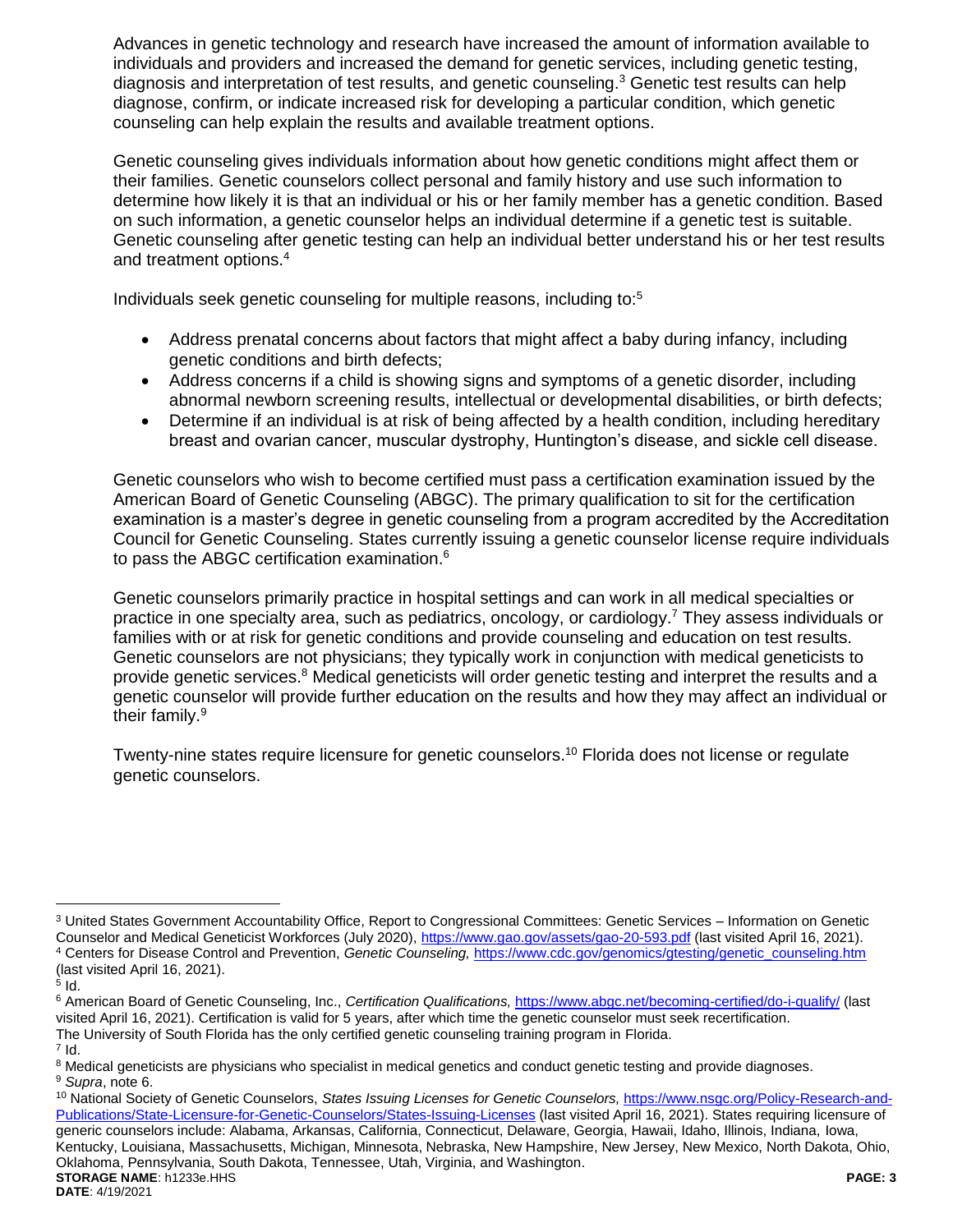Advances in genetic technology and research have increased the amount of information available to individuals and providers and increased the demand for genetic services, including genetic testing, diagnosis and interpretation of test results, and genetic counseling.[3] Genetic test results can help diagnose, confirm, or indicate increased risk for developing a particular condition, which genetic counseling can help explain the results and available treatment options.

Genetic counseling gives individuals information about how genetic conditions might affect them or their families. Genetic counselors collect personal and family history and use such information to determine how likely it is that an individual or his or her family member has a genetic condition. Based on such information, a genetic counselor helps an individual determine if a genetic test is suitable. Genetic counseling after genetic testing can help an individual better understand his or her test results and treatment options.[4]

Individuals seek genetic counseling for multiple reasons, including to:[5]

- Address prenatal concerns about factors that might affect a baby during infancy, including genetic conditions and birth defects;
- Address concerns if a child is showing signs and symptoms of a genetic disorder, including abnormal newborn screening results, intellectual or developmental disabilities, or birth defects;
- Determine if an individual is at risk of being affected by a health condition, including hereditary breast and ovarian cancer, muscular dystrophy, Huntington's disease, and sickle cell disease.

Genetic counselors who wish to become certified must pass a certification examination issued by the American Board of Genetic Counseling (ABGC). The primary qualification to sit for the certification examination is a master's degree in genetic counseling from a program accredited by the Accreditation Council for Genetic Counseling. States currently issuing a genetic counselor license require individuals to pass the ABGC certification examination.[6]

Genetic counselors primarily practice in hospital settings and can work in all medical specialties or practice in one specialty area, such as pediatrics, oncology, or cardiology.[7] They assess individuals or families with or at risk for genetic conditions and provide counseling and education on test results. Genetic counselors are not physicians; they typically work in conjunction with medical geneticists to provide genetic services.[8] Medical geneticists will order genetic testing and interpret the results and a genetic counselor will provide further education on the results and how they may affect an individual or their family.[9]

Twenty-nine states require licensure for genetic counselors.[10] Florida does not license or regulate genetic counselors.

---

[3] United States Government Accountability Office, Report to Congressional Committees: Genetic Services – Information on Genetic Counselor and Medical Geneticist Workforces (July 2020), https://www.gao.gov/assets/gao-20-593.pdf (last visited April 16, 2021).

[4] Centers for Disease Control and Prevention, *Genetic Counseling,* https://www.cdc.gov/genomics/gtesting/genetic_counseling.htm (last visited April 16, 2021).

[5] Id.

[6] American Board of Genetic Counseling, Inc., *Certification Qualifications,* https://www.abgc.net/becoming-certified/do-i-qualify/ (last visited April 16, 2021). Certification is valid for 5 years, after which time the genetic counselor must seek recertification. The University of South Florida has the only certified genetic counseling training program in Florida.

[7] Id.

[8] Medical geneticists are physicians who specialist in medical genetics and conduct genetic testing and provide diagnoses.

[9] *Supra*, note 6.

[10] National Society of Genetic Counselors, *States Issuing Licenses for Genetic Counselors,* https://www.nsgc.org/Policy-Research-and-Publications/State-Licensure-for-Genetic-Counselors/States-Issuing-Licenses (last visited April 16, 2021). States requiring licensure of generic counselors include: Alabama, Arkansas, California, Connecticut, Delaware, Georgia, Hawaii, Idaho, Illinois, Indiana, Iowa, Kentucky, Louisiana, Massachusetts, Michigan, Minnesota, Nebraska, New Hampshire, New Jersey, New Mexico, North Dakota, Ohio, Oklahoma, Pennsylvania, South Dakota, Tennessee, Utah, Virginia, and Washington.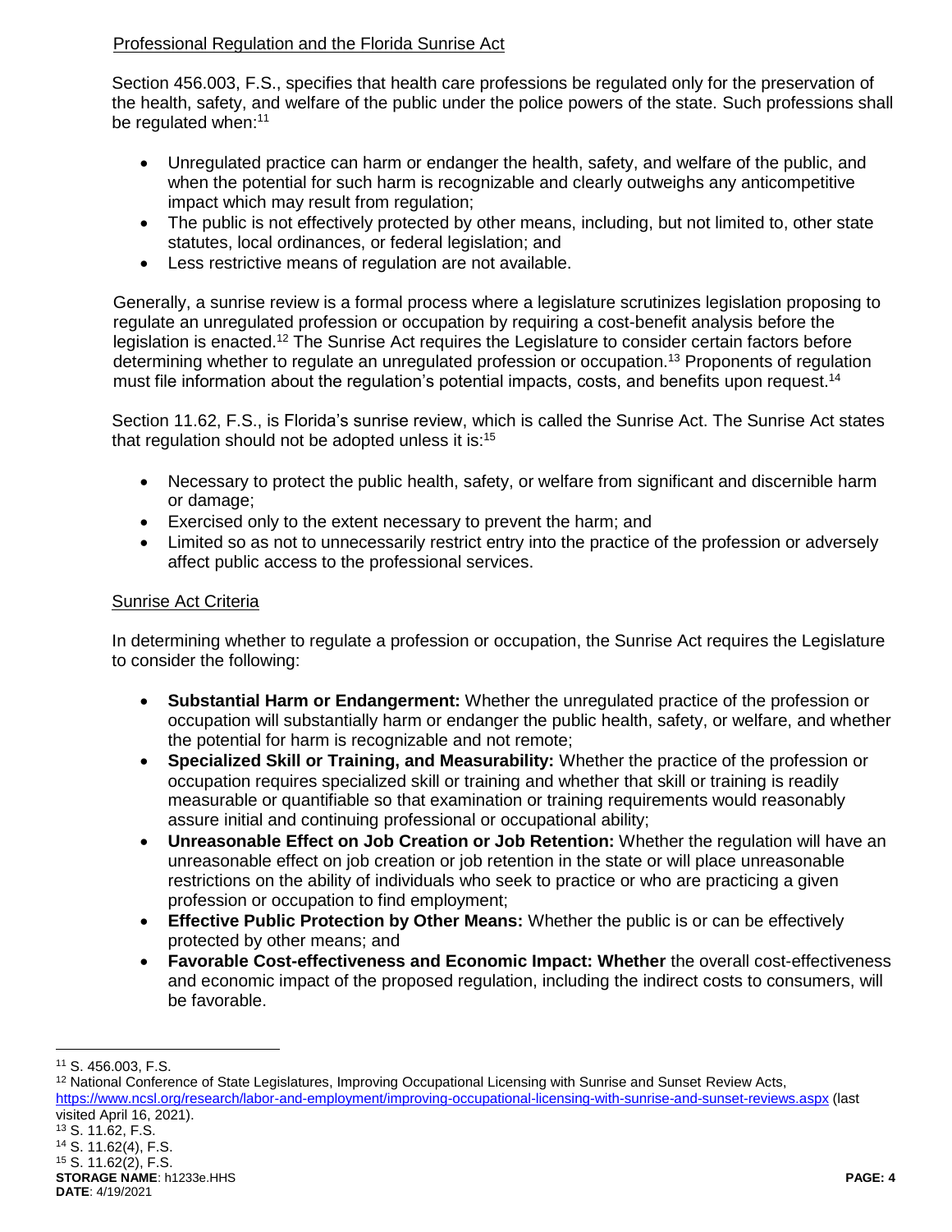Professional Regulation and the Florida Sunrise Act

Section 456.003, F.S., specifies that health care professions be regulated only for the preservation of the health, safety, and welfare of the public under the police powers of the state. Such professions shall be regulated when:[11]

- Unregulated practice can harm or endanger the health, safety, and welfare of the public, and when the potential for such harm is recognizable and clearly outweighs any anticompetitive impact which may result from regulation;
- The public is not effectively protected by other means, including, but not limited to, other state statutes, local ordinances, or federal legislation; and
- Less restrictive means of regulation are not available.

Generally, a sunrise review is a formal process where a legislature scrutinizes legislation proposing to regulate an unregulated profession or occupation by requiring a cost-benefit analysis before the legislation is enacted.[12] The Sunrise Act requires the Legislature to consider certain factors before determining whether to regulate an unregulated profession or occupation.[13] Proponents of regulation must file information about the regulation's potential impacts, costs, and benefits upon request.[14]

Section 11.62, F.S., is Florida's sunrise review, which is called the Sunrise Act. The Sunrise Act states that regulation should not be adopted unless it is:[15]

- Necessary to protect the public health, safety, or welfare from significant and discernible harm or damage;
- Exercised only to the extent necessary to prevent the harm; and
- Limited so as not to unnecessarily restrict entry into the practice of the profession or adversely affect public access to the professional services.

Sunrise Act Criteria

In determining whether to regulate a profession or occupation, the Sunrise Act requires the Legislature to consider the following:

- **Substantial Harm or Endangerment:** Whether the unregulated practice of the profession or occupation will substantially harm or endanger the public health, safety, or welfare, and whether the potential for harm is recognizable and not remote;
- **Specialized Skill or Training, and Measurability:** Whether the practice of the profession or occupation requires specialized skill or training and whether that skill or training is readily measurable or quantifiable so that examination or training requirements would reasonably assure initial and continuing professional or occupational ability;
- **Unreasonable Effect on Job Creation or Job Retention:** Whether the regulation will have an unreasonable effect on job creation or job retention in the state or will place unreasonable restrictions on the ability of individuals who seek to practice or who are practicing a given profession or occupation to find employment;
- **Effective Public Protection by Other Means:** Whether the public is or can be effectively protected by other means; and
- **Favorable Cost-effectiveness and Economic Impact: Whether** the overall cost-effectiveness and economic impact of the proposed regulation, including the indirect costs to consumers, will be favorable.

---

[11] S. 456.003, F.S.

[12] National Conference of State Legislatures, Improving Occupational Licensing with Sunrise and Sunset Review Acts, https://www.ncsl.org/research/labor-and-employment/improving-occupational-licensing-with-sunrise-and-sunset-reviews.aspx (last visited April 16, 2021).

[13] S. 11.62, F.S.

[14] S. 11.62(4), F.S.

[15] S. 11.62(2), F.S.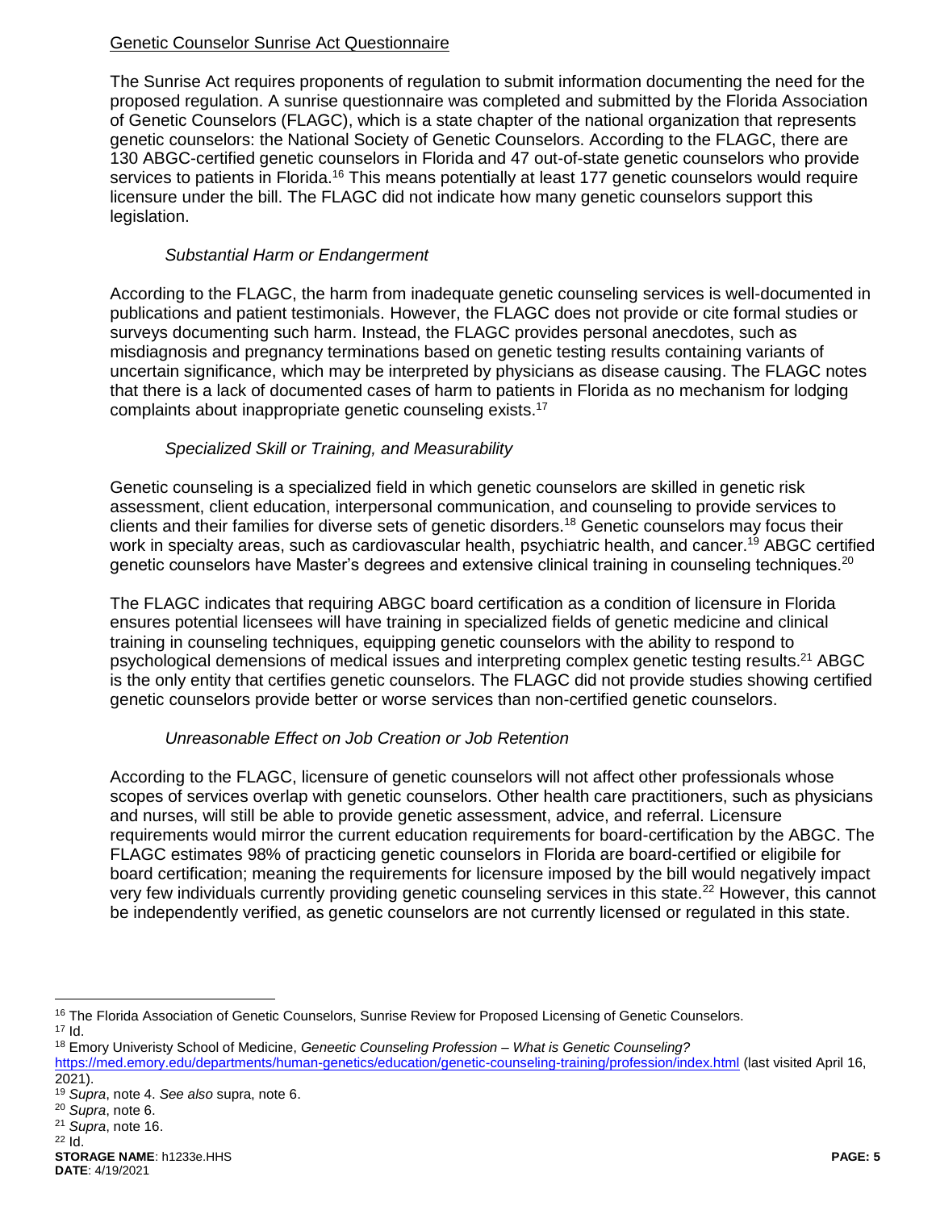Genetic Counselor Sunrise Act Questionnaire

The Sunrise Act requires proponents of regulation to submit information documenting the need for the proposed regulation. A sunrise questionnaire was completed and submitted by the Florida Association of Genetic Counselors (FLAGC), which is a state chapter of the national organization that represents genetic counselors: the National Society of Genetic Counselors. According to the FLAGC, there are 130 ABGC-certified genetic counselors in Florida and 47 out-of-state genetic counselors who provide services to patients in Florida.[16] This means potentially at least 177 genetic counselors would require licensure under the bill. The FLAGC did not indicate how many genetic counselors support this legislation.

*Substantial Harm or Endangerment*

According to the FLAGC, the harm from inadequate genetic counseling services is well-documented in publications and patient testimonials. However, the FLAGC does not provide or cite formal studies or surveys documenting such harm. Instead, the FLAGC provides personal anecdotes, such as misdiagnosis and pregnancy terminations based on genetic testing results containing variants of uncertain significance, which may be interpreted by physicians as disease causing. The FLAGC notes that there is a lack of documented cases of harm to patients in Florida as no mechanism for lodging complaints about inappropriate genetic counseling exists.[17]

*Specialized Skill or Training, and Measurability*

Genetic counseling is a specialized field in which genetic counselors are skilled in genetic risk assessment, client education, interpersonal communication, and counseling to provide services to clients and their families for diverse sets of genetic disorders.[18] Genetic counselors may focus their work in specialty areas, such as cardiovascular health, psychiatric health, and cancer.[19] ABGC certified genetic counselors have Master's degrees and extensive clinical training in counseling techniques.[20]

The FLAGC indicates that requiring ABGC board certification as a condition of licensure in Florida ensures potential licensees will have training in specialized fields of genetic medicine and clinical training in counseling techniques, equipping genetic counselors with the ability to respond to psychological demensions of medical issues and interpreting complex genetic testing results.[21] ABGC is the only entity that certifies genetic counselors. The FLAGC did not provide studies showing certified genetic counselors provide better or worse services than non-certified genetic counselors.

*Unreasonable Effect on Job Creation or Job Retention*

According to the FLAGC, licensure of genetic counselors will not affect other professionals whose scopes of services overlap with genetic counselors. Other health care practitioners, such as physicians and nurses, will still be able to provide genetic assessment, advice, and referral. Licensure requirements would mirror the current education requirements for board-certification by the ABGC. The FLAGC estimates 98% of practicing genetic counselors in Florida are board-certified or eligibile for board certification; meaning the requirements for licensure imposed by the bill would negatively impact very few individuals currently providing genetic counseling services in this state.[22] However, this cannot be independently verified, as genetic counselors are not currently licensed or regulated in this state.

---

[16] The Florida Association of Genetic Counselors, Sunrise Review for Proposed Licensing of Genetic Counselors.
[17] Id.
[18] Emory Univeristy School of Medicine, *Geneetic Counseling Profession – What is Genetic Counseling?* https://med.emory.edu/departments/human-genetics/education/genetic-counseling-training/profession/index.html (last visited April 16, 2021).
[19] *Supra*, note 4. *See also* supra, note 6.
[20] *Supra*, note 6.
[21] *Supra*, note 16.
[22] Id.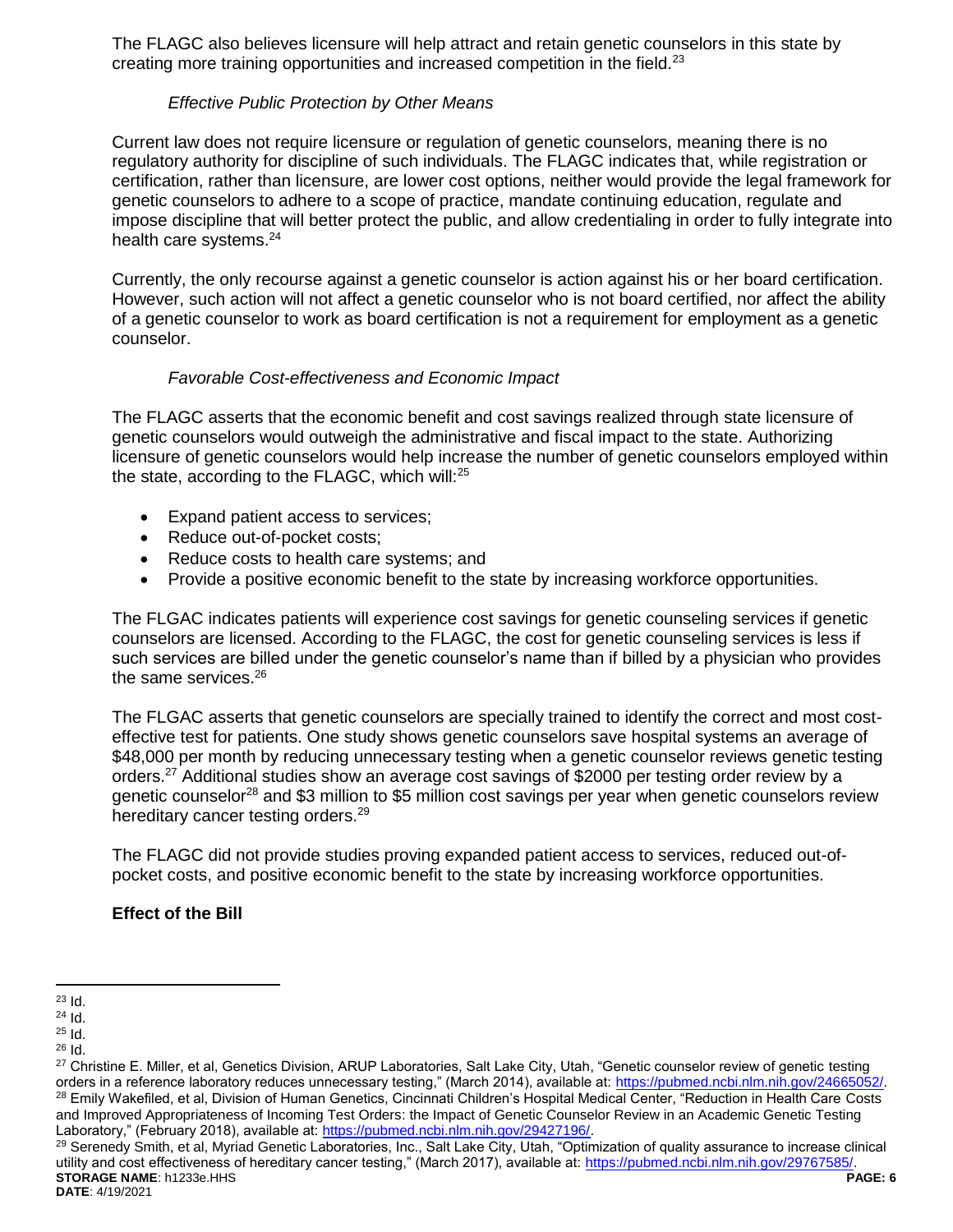The FLAGC also believes licensure will help attract and retain genetic counselors in this state by creating more training opportunities and increased competition in the field.[23]

*Effective Public Protection by Other Means*

Current law does not require licensure or regulation of genetic counselors, meaning there is no regulatory authority for discipline of such individuals. The FLAGC indicates that, while registration or certification, rather than licensure, are lower cost options, neither would provide the legal framework for genetic counselors to adhere to a scope of practice, mandate continuing education, regulate and impose discipline that will better protect the public, and allow credentialing in order to fully integrate into health care systems.[24]

Currently, the only recourse against a genetic counselor is action against his or her board certification. However, such action will not affect a genetic counselor who is not board certified, nor affect the ability of a genetic counselor to work as board certification is not a requirement for employment as a genetic counselor.

*Favorable Cost-effectiveness and Economic Impact*

The FLAGC asserts that the economic benefit and cost savings realized through state licensure of genetic counselors would outweigh the administrative and fiscal impact to the state. Authorizing licensure of genetic counselors would help increase the number of genetic counselors employed within the state, according to the FLAGC, which will:[25]

- Expand patient access to services;
- Reduce out-of-pocket costs;
- Reduce costs to health care systems; and
- Provide a positive economic benefit to the state by increasing workforce opportunities.

The FLGAC indicates patients will experience cost savings for genetic counseling services if genetic counselors are licensed. According to the FLAGC, the cost for genetic counseling services is less if such services are billed under the genetic counselor's name than if billed by a physician who provides the same services.[26]

The FLGAC asserts that genetic counselors are specially trained to identify the correct and most cost-effective test for patients. One study shows genetic counselors save hospital systems an average of $48,000 per month by reducing unnecessary testing when a genetic counselor reviews genetic testing orders.[27] Additional studies show an average cost savings of $2000 per testing order review by a genetic counselor[28] and $3 million to $5 million cost savings per year when genetic counselors review hereditary cancer testing orders.[29]

The FLAGC did not provide studies proving expanded patient access to services, reduced out-of-pocket costs, and positive economic benefit to the state by increasing workforce opportunities.

**Effect of the Bill**

---

[23] Id.

[24] Id.

[25] Id.

[26] Id.

[27] Christine E. Miller, et al, Genetics Division, ARUP Laboratories, Salt Lake City, Utah, "Genetic counselor review of genetic testing orders in a reference laboratory reduces unnecessary testing," (March 2014), available at: https://pubmed.ncbi.nlm.nih.gov/24665052/.

[28] Emily Wakefiled, et al, Division of Human Genetics, Cincinnati Children's Hospital Medical Center, "Reduction in Health Care Costs and Improved Appropriateness of Incoming Test Orders: the Impact of Genetic Counselor Review in an Academic Genetic Testing Laboratory," (February 2018), available at: https://pubmed.ncbi.nlm.nih.gov/29427196/.

[29] Serenedy Smith, et al, Myriad Genetic Laboratories, Inc., Salt Lake City, Utah, "Optimization of quality assurance to increase clinical utility and cost effectiveness of hereditary cancer testing," (March 2017), available at: https://pubmed.ncbi.nlm.nih.gov/29767585/.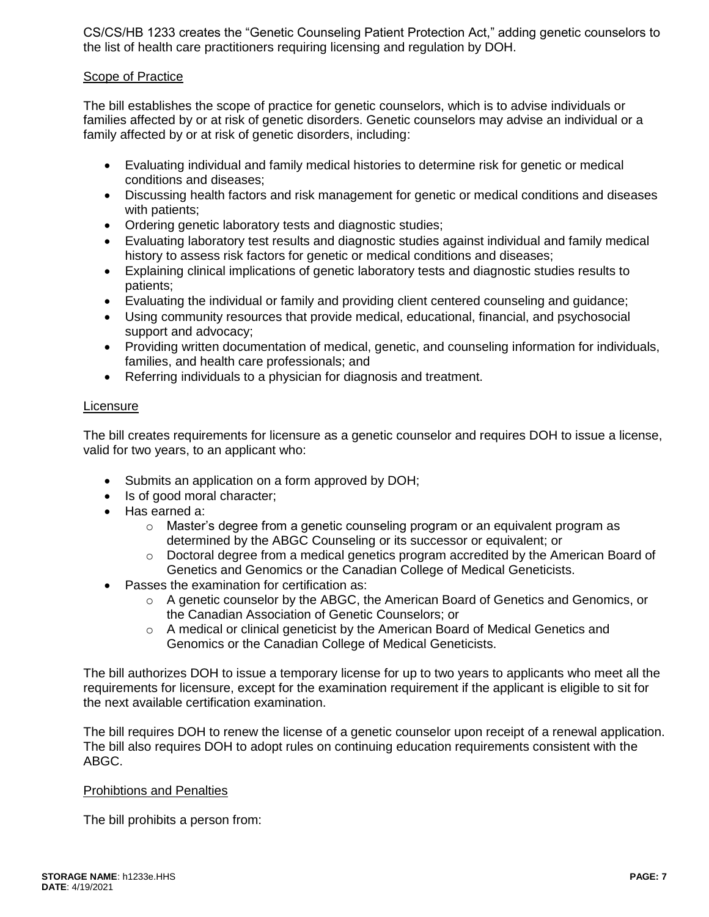CS/CS/HB 1233 creates the "Genetic Counseling Patient Protection Act," adding genetic counselors to the list of health care practitioners requiring licensing and regulation by DOH.

Scope of Practice

The bill establishes the scope of practice for genetic counselors, which is to advise individuals or families affected by or at risk of genetic disorders. Genetic counselors may advise an individual or a family affected by or at risk of genetic disorders, including:

- Evaluating individual and family medical histories to determine risk for genetic or medical conditions and diseases;
- Discussing health factors and risk management for genetic or medical conditions and diseases with patients;
- Ordering genetic laboratory tests and diagnostic studies;
- Evaluating laboratory test results and diagnostic studies against individual and family medical history to assess risk factors for genetic or medical conditions and diseases;
- Explaining clinical implications of genetic laboratory tests and diagnostic studies results to patients;
- Evaluating the individual or family and providing client centered counseling and guidance;
- Using community resources that provide medical, educational, financial, and psychosocial support and advocacy;
- Providing written documentation of medical, genetic, and counseling information for individuals, families, and health care professionals; and
- Referring individuals to a physician for diagnosis and treatment.

Licensure

The bill creates requirements for licensure as a genetic counselor and requires DOH to issue a license, valid for two years, to an applicant who:

- Submits an application on a form approved by DOH;
- Is of good moral character;
- Has earned a:
  - Master's degree from a genetic counseling program or an equivalent program as determined by the ABGC Counseling or its successor or equivalent; or
  - Doctoral degree from a medical genetics program accredited by the American Board of Genetics and Genomics or the Canadian College of Medical Geneticists.
- Passes the examination for certification as:
  - A genetic counselor by the ABGC, the American Board of Genetics and Genomics, or the Canadian Association of Genetic Counselors; or
  - A medical or clinical geneticist by the American Board of Medical Genetics and Genomics or the Canadian College of Medical Geneticists.

The bill authorizes DOH to issue a temporary license for up to two years to applicants who meet all the requirements for licensure, except for the examination requirement if the applicant is eligible to sit for the next available certification examination.

The bill requires DOH to renew the license of a genetic counselor upon receipt of a renewal application. The bill also requires DOH to adopt rules on continuing education requirements consistent with the ABGC.

Prohibtions and Penalties

The bill prohibits a person from: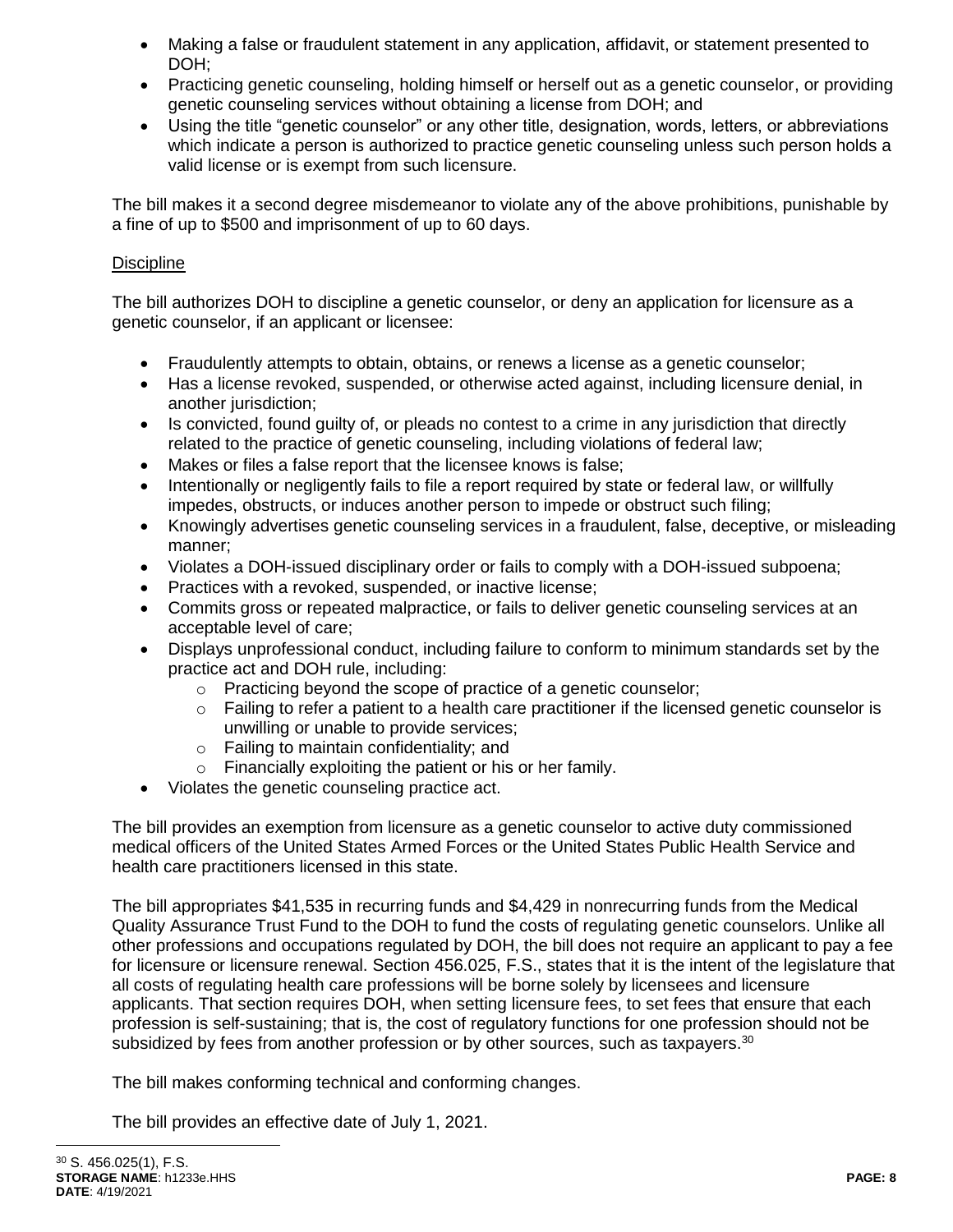- Making a false or fraudulent statement in any application, affidavit, or statement presented to DOH;
- Practicing genetic counseling, holding himself or herself out as a genetic counselor, or providing genetic counseling services without obtaining a license from DOH; and
- Using the title "genetic counselor" or any other title, designation, words, letters, or abbreviations which indicate a person is authorized to practice genetic counseling unless such person holds a valid license or is exempt from such licensure.

The bill makes it a second degree misdemeanor to violate any of the above prohibitions, punishable by a fine of up to $500 and imprisonment of up to 60 days.

Discipline

The bill authorizes DOH to discipline a genetic counselor, or deny an application for licensure as a genetic counselor, if an applicant or licensee:

- Fraudulently attempts to obtain, obtains, or renews a license as a genetic counselor;
- Has a license revoked, suspended, or otherwise acted against, including licensure denial, in another jurisdiction;
- Is convicted, found guilty of, or pleads no contest to a crime in any jurisdiction that directly related to the practice of genetic counseling, including violations of federal law;
- Makes or files a false report that the licensee knows is false;
- Intentionally or negligently fails to file a report required by state or federal law, or willfully impedes, obstructs, or induces another person to impede or obstruct such filing;
- Knowingly advertises genetic counseling services in a fraudulent, false, deceptive, or misleading manner;
- Violates a DOH-issued disciplinary order or fails to comply with a DOH-issued subpoena;
- Practices with a revoked, suspended, or inactive license;
- Commits gross or repeated malpractice, or fails to deliver genetic counseling services at an acceptable level of care;
- Displays unprofessional conduct, including failure to conform to minimum standards set by the practice act and DOH rule, including:
  - Practicing beyond the scope of practice of a genetic counselor;
  - Failing to refer a patient to a health care practitioner if the licensed genetic counselor is unwilling or unable to provide services;
  - Failing to maintain confidentiality; and
  - Financially exploiting the patient or his or her family.
- Violates the genetic counseling practice act.

The bill provides an exemption from licensure as a genetic counselor to active duty commissioned medical officers of the United States Armed Forces or the United States Public Health Service and health care practitioners licensed in this state.

The bill appropriates $41,535 in recurring funds and $4,429 in nonrecurring funds from the Medical Quality Assurance Trust Fund to the DOH to fund the costs of regulating genetic counselors. Unlike all other professions and occupations regulated by DOH, the bill does not require an applicant to pay a fee for licensure or licensure renewal. Section 456.025, F.S., states that it is the intent of the legislature that all costs of regulating health care professions will be borne solely by licensees and licensure applicants. That section requires DOH, when setting licensure fees, to set fees that ensure that each profession is self-sustaining; that is, the cost of regulatory functions for one profession should not be subsidized by fees from another profession or by other sources, such as taxpayers.[30]

The bill makes conforming technical and conforming changes.

The bill provides an effective date of July 1, 2021.

[30] S. 456.025(1), F.S.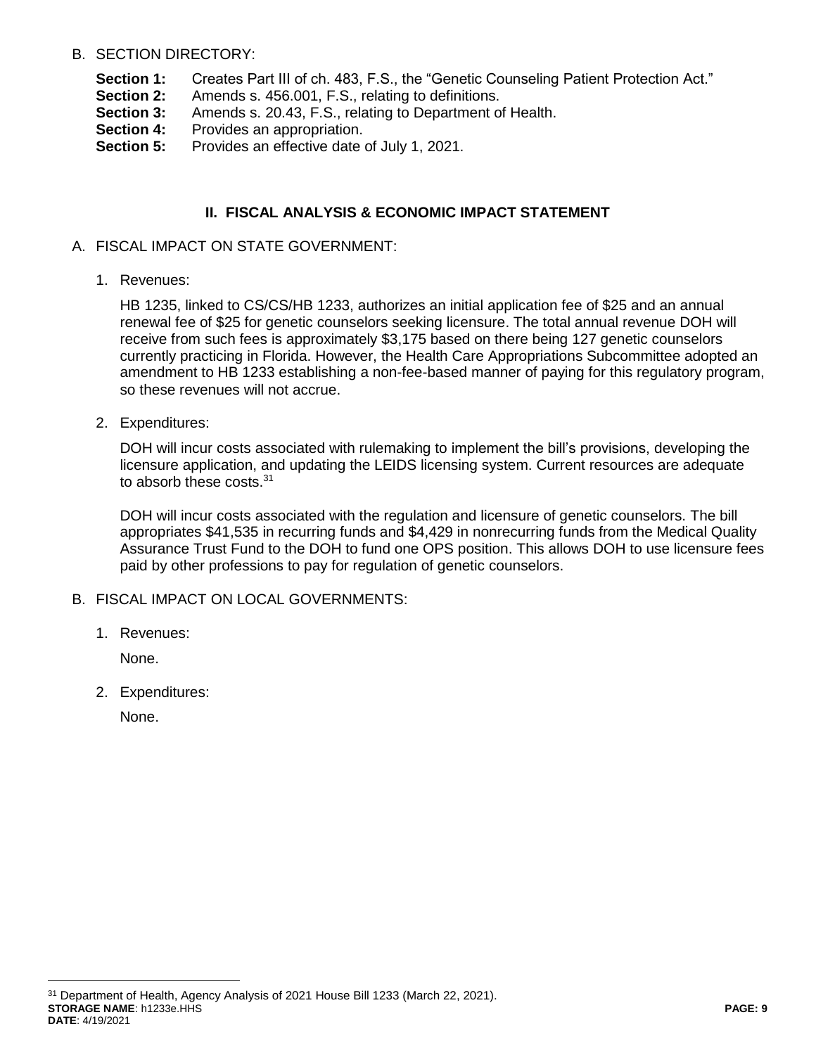B. SECTION DIRECTORY:

**Section 1:** Creates Part III of ch. 483, F.S., the "Genetic Counseling Patient Protection Act."
**Section 2:** Amends s. 456.001, F.S., relating to definitions.
**Section 3:** Amends s. 20.43, F.S., relating to Department of Health.
**Section 4:** Provides an appropriation.
**Section 5:** Provides an effective date of July 1, 2021.

## II. FISCAL ANALYSIS & ECONOMIC IMPACT STATEMENT

A. FISCAL IMPACT ON STATE GOVERNMENT:

1. Revenues:

   HB 1235, linked to CS/CS/HB 1233, authorizes an initial application fee of $25 and an annual renewal fee of $25 for genetic counselors seeking licensure. The total annual revenue DOH will receive from such fees is approximately $3,175 based on there being 127 genetic counselors currently practicing in Florida. However, the Health Care Appropriations Subcommittee adopted an amendment to HB 1233 establishing a non-fee-based manner of paying for this regulatory program, so these revenues will not accrue.

2. Expenditures:

   DOH will incur costs associated with rulemaking to implement the bill's provisions, developing the licensure application, and updating the LEIDS licensing system. Current resources are adequate to absorb these costs.[31]

   DOH will incur costs associated with the regulation and licensure of genetic counselors. The bill appropriates $41,535 in recurring funds and $4,429 in nonrecurring funds from the Medical Quality Assurance Trust Fund to the DOH to fund one OPS position. This allows DOH to use licensure fees paid by other professions to pay for regulation of genetic counselors.

B. FISCAL IMPACT ON LOCAL GOVERNMENTS:

1. Revenues:

   None.

2. Expenditures:

   None.

[31] Department of Health, Agency Analysis of 2021 House Bill 1233 (March 22, 2021).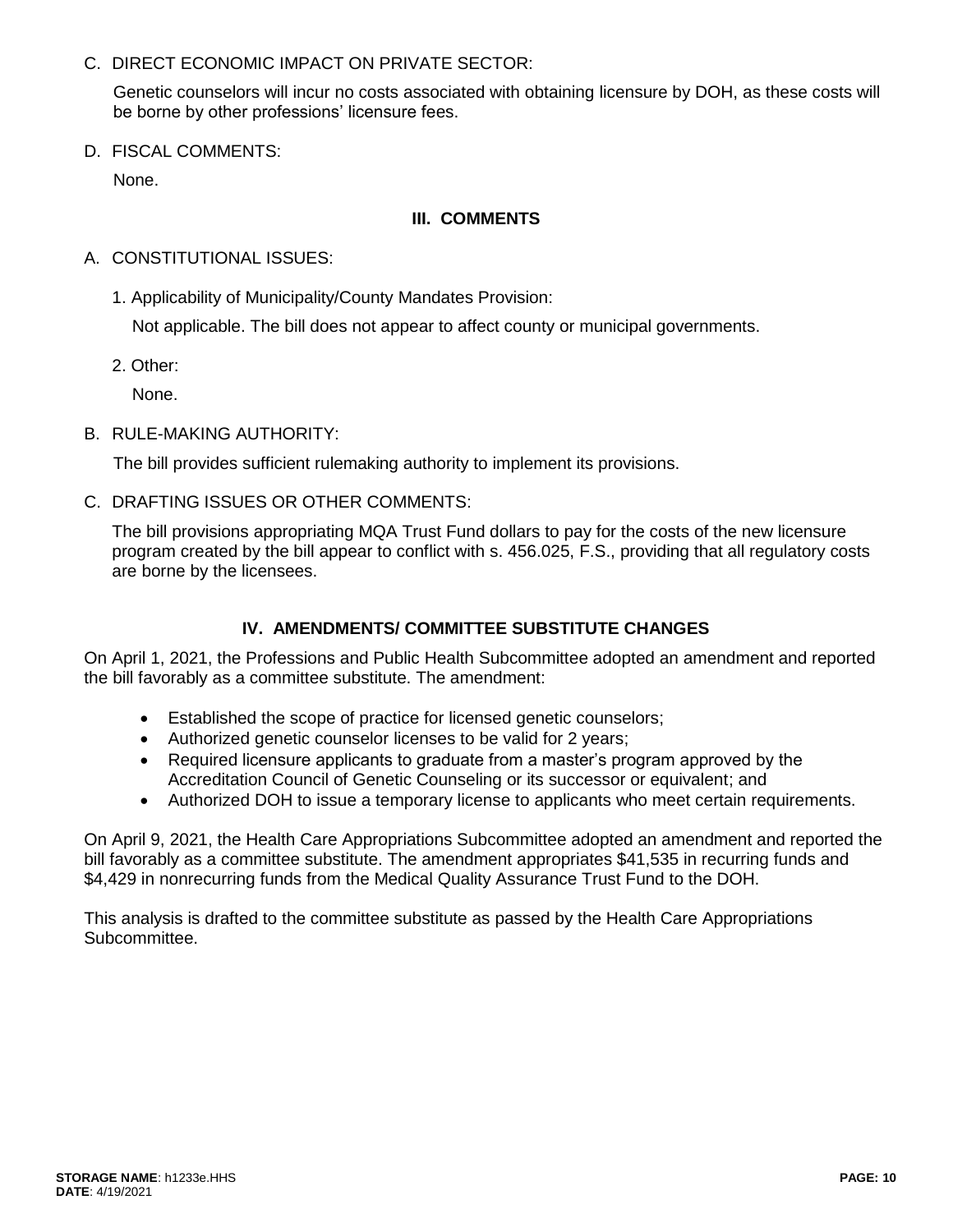C. DIRECT ECONOMIC IMPACT ON PRIVATE SECTOR:

Genetic counselors will incur no costs associated with obtaining licensure by DOH, as these costs will be borne by other professions' licensure fees.

D. FISCAL COMMENTS:

None.

## III. COMMENTS

A. CONSTITUTIONAL ISSUES:

1. Applicability of Municipality/County Mandates Provision:

   Not applicable. The bill does not appear to affect county or municipal governments.

2. Other:

   None.

B. RULE-MAKING AUTHORITY:

The bill provides sufficient rulemaking authority to implement its provisions.

C. DRAFTING ISSUES OR OTHER COMMENTS:

The bill provisions appropriating MQA Trust Fund dollars to pay for the costs of the new licensure program created by the bill appear to conflict with s. 456.025, F.S., providing that all regulatory costs are borne by the licensees.

## IV. AMENDMENTS/ COMMITTEE SUBSTITUTE CHANGES

On April 1, 2021, the Professions and Public Health Subcommittee adopted an amendment and reported the bill favorably as a committee substitute. The amendment:

- Established the scope of practice for licensed genetic counselors;
- Authorized genetic counselor licenses to be valid for 2 years;
- Required licensure applicants to graduate from a master's program approved by the Accreditation Council of Genetic Counseling or its successor or equivalent; and
- Authorized DOH to issue a temporary license to applicants who meet certain requirements.

On April 9, 2021, the Health Care Appropriations Subcommittee adopted an amendment and reported the bill favorably as a committee substitute. The amendment appropriates $41,535 in recurring funds and $4,429 in nonrecurring funds from the Medical Quality Assurance Trust Fund to the DOH.

This analysis is drafted to the committee substitute as passed by the Health Care Appropriations Subcommittee.